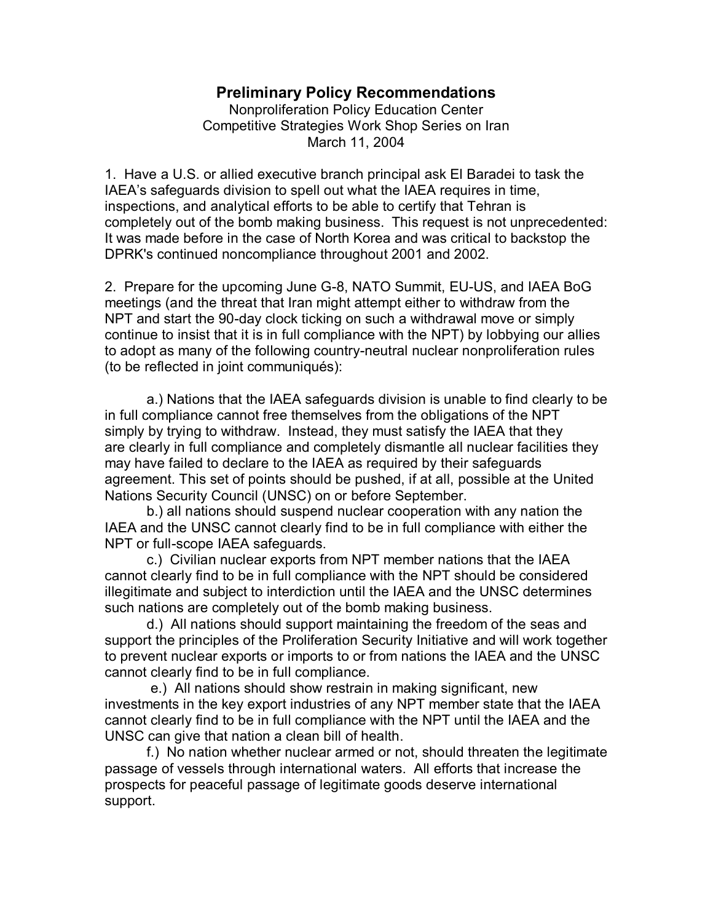# Preliminary Policy Recommendations

Nonproliferation Policy Education Center
Competitive Strategies Work Shop Series on Iran
March 11, 2004

1. Have a U.S. or allied executive branch principal ask El Baradei to task the IAEA's safeguards division to spell out what the IAEA requires in time, inspections, and analytical efforts to be able to certify that Tehran is completely out of the bomb making business. This request is not unprecedented: It was made before in the case of North Korea and was critical to backstop the DPRK's continued noncompliance throughout 2001 and 2002.

2. Prepare for the upcoming June G-8, NATO Summit, EU-US, and IAEA BoG meetings (and the threat that Iran might attempt either to withdraw from the NPT and start the 90-day clock ticking on such a withdrawal move or simply continue to insist that it is in full compliance with the NPT) by lobbying our allies to adopt as many of the following country-neutral nuclear nonproliferation rules (to be reflected in joint communiqués):

   a.) Nations that the IAEA safeguards division is unable to find clearly to be in full compliance cannot free themselves from the obligations of the NPT simply by trying to withdraw. Instead, they must satisfy the IAEA that they are clearly in full compliance and completely dismantle all nuclear facilities they may have failed to declare to the IAEA as required by their safeguards agreement. This set of points should be pushed, if at all, possible at the United Nations Security Council (UNSC) on or before September.

   b.) all nations should suspend nuclear cooperation with any nation the IAEA and the UNSC cannot clearly find to be in full compliance with either the NPT or full-scope IAEA safeguards.

   c.) Civilian nuclear exports from NPT member nations that the IAEA cannot clearly find to be in full compliance with the NPT should be considered illegitimate and subject to interdiction until the IAEA and the UNSC determines such nations are completely out of the bomb making business.

   d.) All nations should support maintaining the freedom of the seas and support the principles of the Proliferation Security Initiative and will work together to prevent nuclear exports or imports to or from nations the IAEA and the UNSC cannot clearly find to be in full compliance.

   e.) All nations should show restrain in making significant, new investments in the key export industries of any NPT member state that the IAEA cannot clearly find to be in full compliance with the NPT until the IAEA and the UNSC can give that nation a clean bill of health.

   f.) No nation whether nuclear armed or not, should threaten the legitimate passage of vessels through international waters. All efforts that increase the prospects for peaceful passage of legitimate goods deserve international support.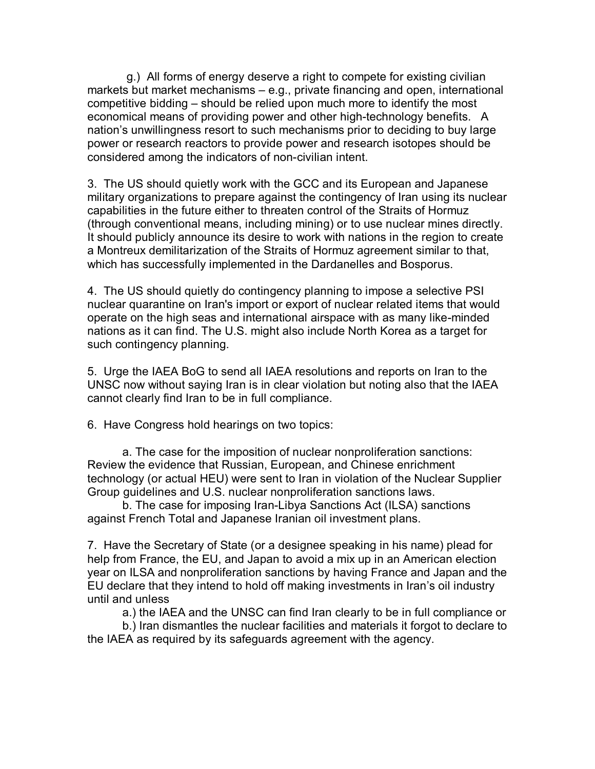g.) All forms of energy deserve a right to compete for existing civilian markets but market mechanisms – e.g., private financing and open, international competitive bidding – should be relied upon much more to identify the most economical means of providing power and other high-technology benefits. A nation's unwillingness resort to such mechanisms prior to deciding to buy large power or research reactors to provide power and research isotopes should be considered among the indicators of non-civilian intent.

3. The US should quietly work with the GCC and its European and Japanese military organizations to prepare against the contingency of Iran using its nuclear capabilities in the future either to threaten control of the Straits of Hormuz (through conventional means, including mining) or to use nuclear mines directly. It should publicly announce its desire to work with nations in the region to create a Montreux demilitarization of the Straits of Hormuz agreement similar to that, which has successfully implemented in the Dardanelles and Bosporus.

4. The US should quietly do contingency planning to impose a selective PSI nuclear quarantine on Iran's import or export of nuclear related items that would operate on the high seas and international airspace with as many like-minded nations as it can find. The U.S. might also include North Korea as a target for such contingency planning.

5. Urge the IAEA BoG to send all IAEA resolutions and reports on Iran to the UNSC now without saying Iran is in clear violation but noting also that the IAEA cannot clearly find Iran to be in full compliance.

6. Have Congress hold hearings on two topics:

a. The case for the imposition of nuclear nonproliferation sanctions: Review the evidence that Russian, European, and Chinese enrichment technology (or actual HEU) were sent to Iran in violation of the Nuclear Supplier Group guidelines and U.S. nuclear nonproliferation sanctions laws.

b. The case for imposing Iran-Libya Sanctions Act (ILSA) sanctions against French Total and Japanese Iranian oil investment plans.

7. Have the Secretary of State (or a designee speaking in his name) plead for help from France, the EU, and Japan to avoid a mix up in an American election year on ILSA and nonproliferation sanctions by having France and Japan and the EU declare that they intend to hold off making investments in Iran's oil industry until and unless

a.) the IAEA and the UNSC can find Iran clearly to be in full compliance or

b.) Iran dismantles the nuclear facilities and materials it forgot to declare to the IAEA as required by its safeguards agreement with the agency.